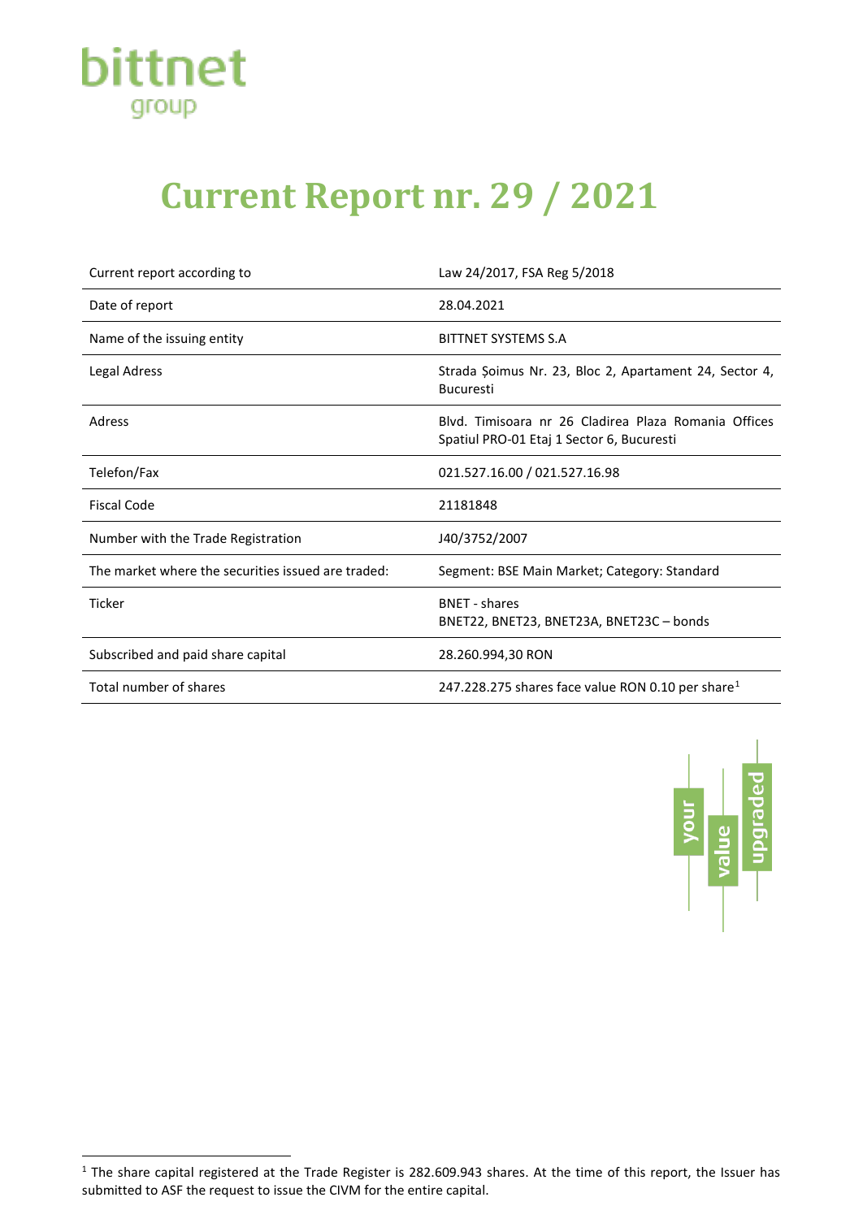# Current Report nr. 29 / 2021

| | |
|---|---|
| Current report according to | Law 24/2017, FSA Reg 5/2018 |
| Date of report | 28.04.2021 |
| Name of the issuing entity | BITTNET SYSTEMS S.A |
| Legal Adress | Strada Șoimus Nr. 23, Bloc 2, Apartament 24, Sector 4, Bucuresti |
| Adress | Blvd. Timisoara nr 26 Cladirea Plaza Romania Offices Spatiul PRO-01 Etaj 1 Sector 6, Bucuresti |
| Telefon/Fax | 021.527.16.00 / 021.527.16.98 |
| Fiscal Code | 21181848 |
| Number with the Trade Registration | J40/3752/2007 |
| The market where the securities issued are traded: | Segment: BSE Main Market; Category: Standard |
| Ticker | BNET - shares<br>BNET22, BNET23, BNET23A, BNET23C – bonds |
| Subscribed and paid share capital | 28.260.994,30 RON |
| Total number of shares | 247.228.275 shares face value RON 0.10 per share[1] |

[1] The share capital registered at the Trade Register is 282.609.943 shares. At the time of this report, the Issuer has submitted to ASF the request to issue the CIVM for the entire capital.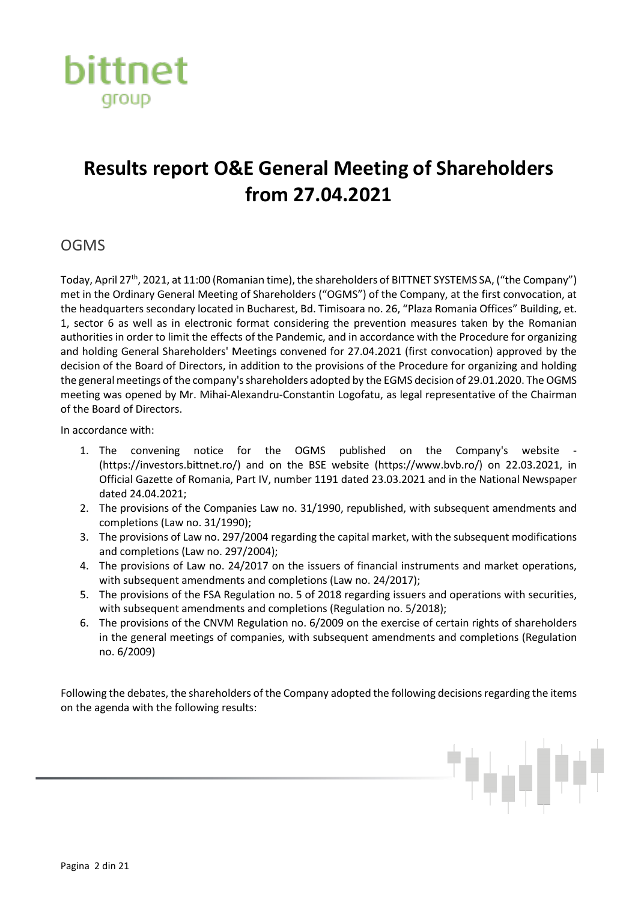# Results report O&E General Meeting of Shareholders from 27.04.2021

## OGMS

Today, April 27th, 2021, at 11:00 (Romanian time), the shareholders of BITTNET SYSTEMS SA, ("the Company") met in the Ordinary General Meeting of Shareholders ("OGMS") of the Company, at the first convocation, at the headquarters secondary located in Bucharest, Bd. Timisoara no. 26, "Plaza Romania Offices" Building, et. 1, sector 6 as well as in electronic format considering the prevention measures taken by the Romanian authorities in order to limit the effects of the Pandemic, and in accordance with the Procedure for organizing and holding General Shareholders' Meetings convened for 27.04.2021 (first convocation) approved by the decision of the Board of Directors, in addition to the provisions of the Procedure for organizing and holding the general meetings of the company's shareholders adopted by the EGMS decision of 29.01.2020. The OGMS meeting was opened by Mr. Mihai-Alexandru-Constantin Logofatu, as legal representative of the Chairman of the Board of Directors.

In accordance with:

1. The convening notice for the OGMS published on the Company's website - (https://investors.bittnet.ro/) and on the BSE website (https://www.bvb.ro/) on 22.03.2021, in Official Gazette of Romania, Part IV, number 1191 dated 23.03.2021 and in the National Newspaper dated 24.04.2021;
2. The provisions of the Companies Law no. 31/1990, republished, with subsequent amendments and completions (Law no. 31/1990);
3. The provisions of Law no. 297/2004 regarding the capital market, with the subsequent modifications and completions (Law no. 297/2004);
4. The provisions of Law no. 24/2017 on the issuers of financial instruments and market operations, with subsequent amendments and completions (Law no. 24/2017);
5. The provisions of the FSA Regulation no. 5 of 2018 regarding issuers and operations with securities, with subsequent amendments and completions (Regulation no. 5/2018);
6. The provisions of the CNVM Regulation no. 6/2009 on the exercise of certain rights of shareholders in the general meetings of companies, with subsequent amendments and completions (Regulation no. 6/2009)

Following the debates, the shareholders of the Company adopted the following decisions regarding the items on the agenda with the following results: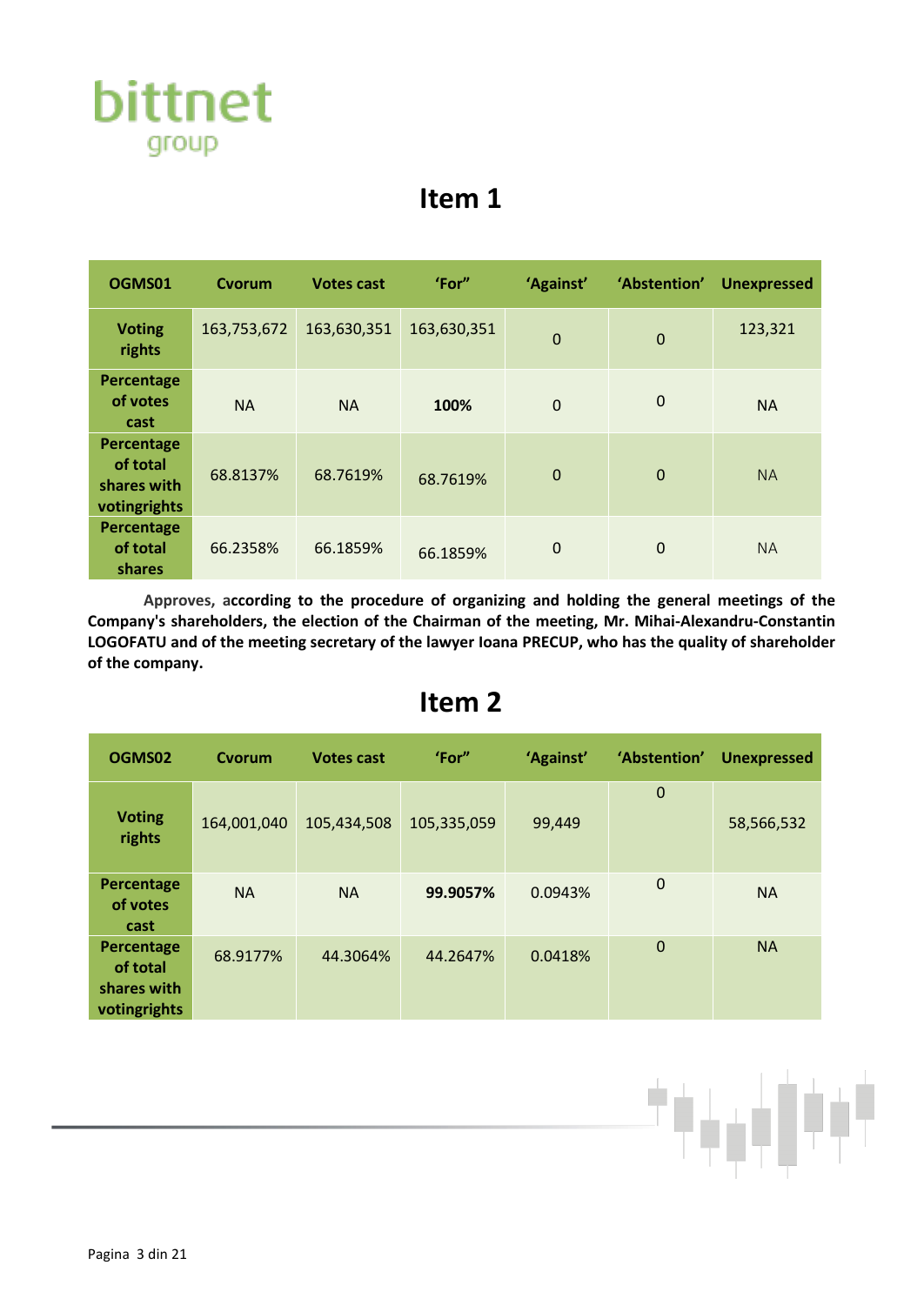## Item 1

| OGMS01 | Cvorum | Votes cast | 'For" | 'Against' | 'Abstention' | Unexpressed |
|---|---|---|---|---|---|---|
| **Voting rights** | 163,753,672 | 163,630,351 | 163,630,351 | 0 | 0 | 123,321 |
| **Percentage of votes cast** | NA | NA | **100%** | 0 | 0 | NA |
| **Percentage of total shares with votingrights** | 68.8137% | 68.7619% | 68.7619% | 0 | 0 | NA |
| **Percentage of total shares** | 66.2358% | 66.1859% | 66.1859% | 0 | 0 | NA |

**Approves, according to the procedure of organizing and holding the general meetings of the Company's shareholders, the election of the Chairman of the meeting, Mr. Mihai-Alexandru-Constantin LOGOFATU and of the meeting secretary of the lawyer Ioana PRECUP, who has the quality of shareholder of the company.**

## Item 2

| OGMS02 | Cvorum | Votes cast | 'For" | 'Against' | 'Abstention' | Unexpressed |
|---|---|---|---|---|---|---|
| **Voting rights** | 164,001,040 | 105,434,508 | 105,335,059 | 99,449 | 0 | 58,566,532 |
| **Percentage of votes cast** | NA | NA | **99.9057%** | 0.0943% | 0 | NA |
| **Percentage of total shares with votingrights** | 68.9177% | 44.3064% | 44.2647% | 0.0418% | 0 | NA |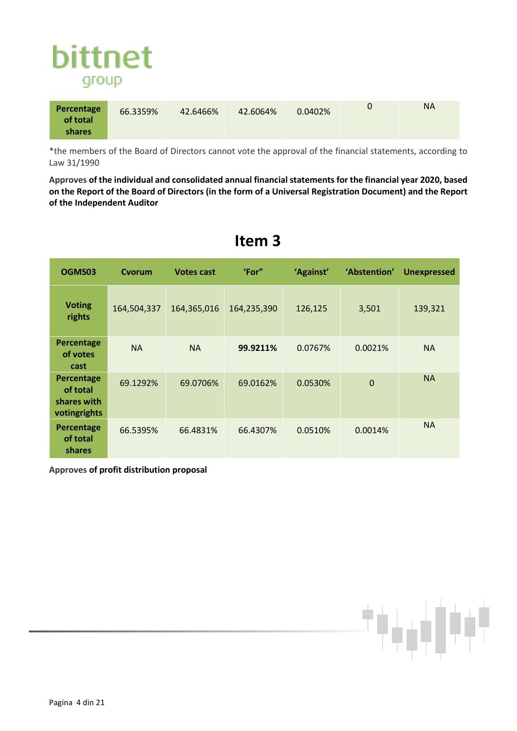| Percentage of total shares | 66.3359% | 42.6466% | 42.6064% | 0.0402% | 0 | NA |
|---|---|---|---|---|---|---|

*the members of the Board of Directors cannot vote the approval of the financial statements, according to Law 31/1990

**Approves of the individual and consolidated annual financial statements for the financial year 2020, based on the Report of the Board of Directors (in the form of a Universal Registration Document) and the Report of the Independent Auditor**

# Item 3

| OGMS03 | Cvorum | Votes cast | 'For" | 'Against' | 'Abstention' | Unexpressed |
|---|---|---|---|---|---|---|
| Voting rights | 164,504,337 | 164,365,016 | 164,235,390 | 126,125 | 3,501 | 139,321 |
| Percentage of votes cast | NA | NA | **99.9211%** | 0.0767% | 0.0021% | NA |
| Percentage of total shares with votingrights | 69.1292% | 69.0706% | 69.0162% | 0.0530% | 0 | NA |
| Percentage of total shares | 66.5395% | 66.4831% | 66.4307% | 0.0510% | 0.0014% | NA |

**Approves of profit distribution proposal**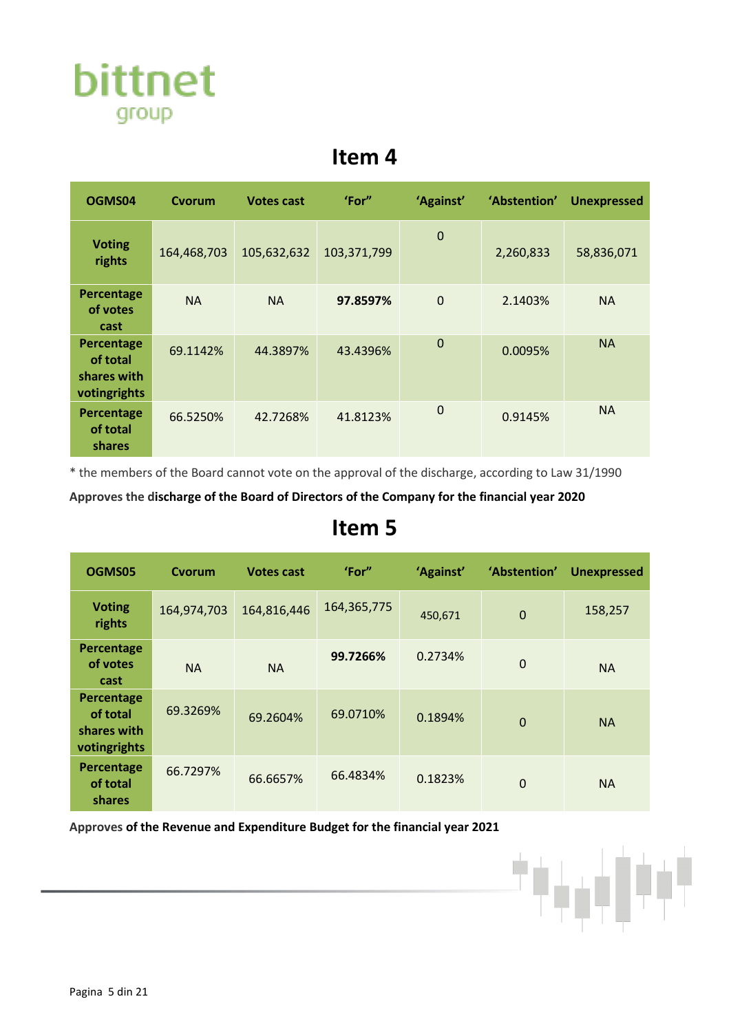## Item 4

| OGMS04 | Cvorum | Votes cast | 'For" | 'Against' | 'Abstention' | Unexpressed |
|---|---|---|---|---|---|---|
| **Voting rights** | 164,468,703 | 105,632,632 | 103,371,799 | 0 | 2,260,833 | 58,836,071 |
| **Percentage of votes cast** | NA | NA | **97.8597%** | 0 | 2.1403% | NA |
| **Percentage of total shares with votingrights** | 69.1142% | 44.3897% | 43.4396% | 0 | 0.0095% | NA |
| **Percentage of total shares** | 66.5250% | 42.7268% | 41.8123% | 0 | 0.9145% | NA |

* the members of the Board cannot vote on the approval of the discharge, according to Law 31/1990

**Approves the discharge of the Board of Directors of the Company for the financial year 2020**

## Item 5

| OGMS05 | Cvorum | Votes cast | 'For" | 'Against' | 'Abstention' | Unexpressed |
|---|---|---|---|---|---|---|
| **Voting rights** | 164,974,703 | 164,816,446 | 164,365,775 | 450,671 | 0 | 158,257 |
| **Percentage of votes cast** | NA | NA | **99.7266%** | 0.2734% | 0 | NA |
| **Percentage of total shares with votingrights** | 69.3269% | 69.2604% | 69.0710% | 0.1894% | 0 | NA |
| **Percentage of total shares** | 66.7297% | 66.6657% | 66.4834% | 0.1823% | 0 | NA |

**Approves of the Revenue and Expenditure Budget for the financial year 2021**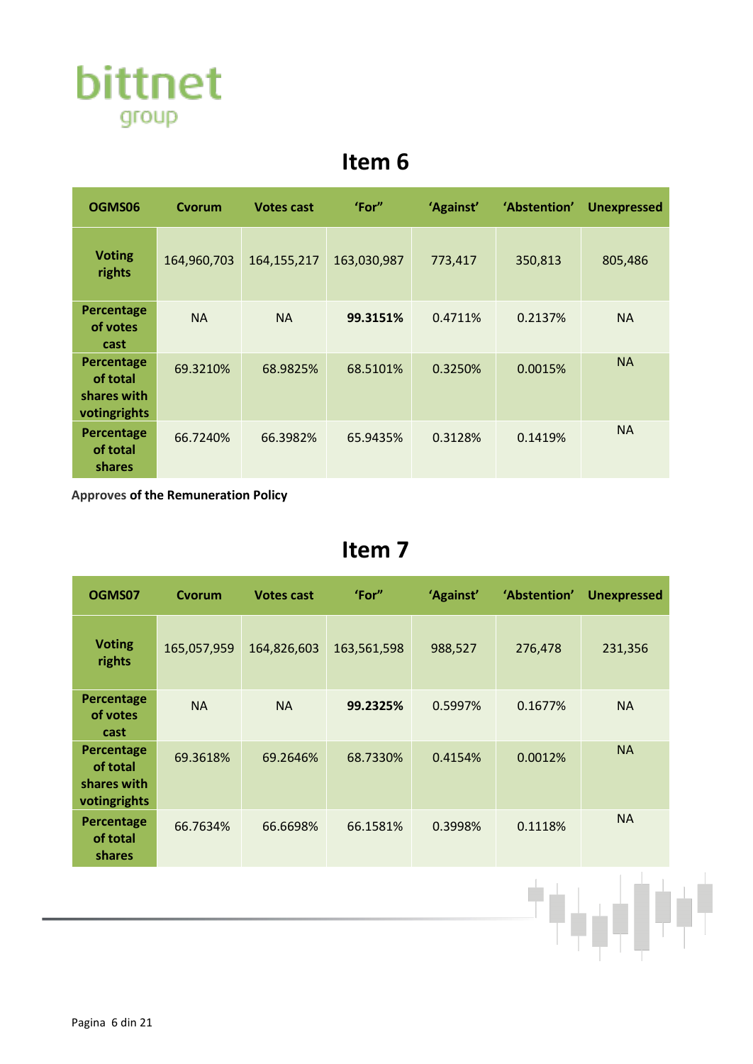# Item 6

| OGMS06 | Cvorum | Votes cast | 'For" | 'Against' | 'Abstention' | Unexpressed |
|---|---|---|---|---|---|---|
| **Voting rights** | 164,960,703 | 164,155,217 | 163,030,987 | 773,417 | 350,813 | 805,486 |
| **Percentage of votes cast** | NA | NA | **99.3151%** | 0.4711% | 0.2137% | NA |
| **Percentage of total shares with votingrights** | 69.3210% | 68.9825% | 68.5101% | 0.3250% | 0.0015% | NA |
| **Percentage of total shares** | 66.7240% | 66.3982% | 65.9435% | 0.3128% | 0.1419% | NA |

**Approves of the Remuneration Policy**

# Item 7

| OGMS07 | Cvorum | Votes cast | 'For" | 'Against' | 'Abstention' | Unexpressed |
|---|---|---|---|---|---|---|
| **Voting rights** | 165,057,959 | 164,826,603 | 163,561,598 | 988,527 | 276,478 | 231,356 |
| **Percentage of votes cast** | NA | NA | **99.2325%** | 0.5997% | 0.1677% | NA |
| **Percentage of total shares with votingrights** | 69.3618% | 69.2646% | 68.7330% | 0.4154% | 0.0012% | NA |
| **Percentage of total shares** | 66.7634% | 66.6698% | 66.1581% | 0.3998% | 0.1118% | NA |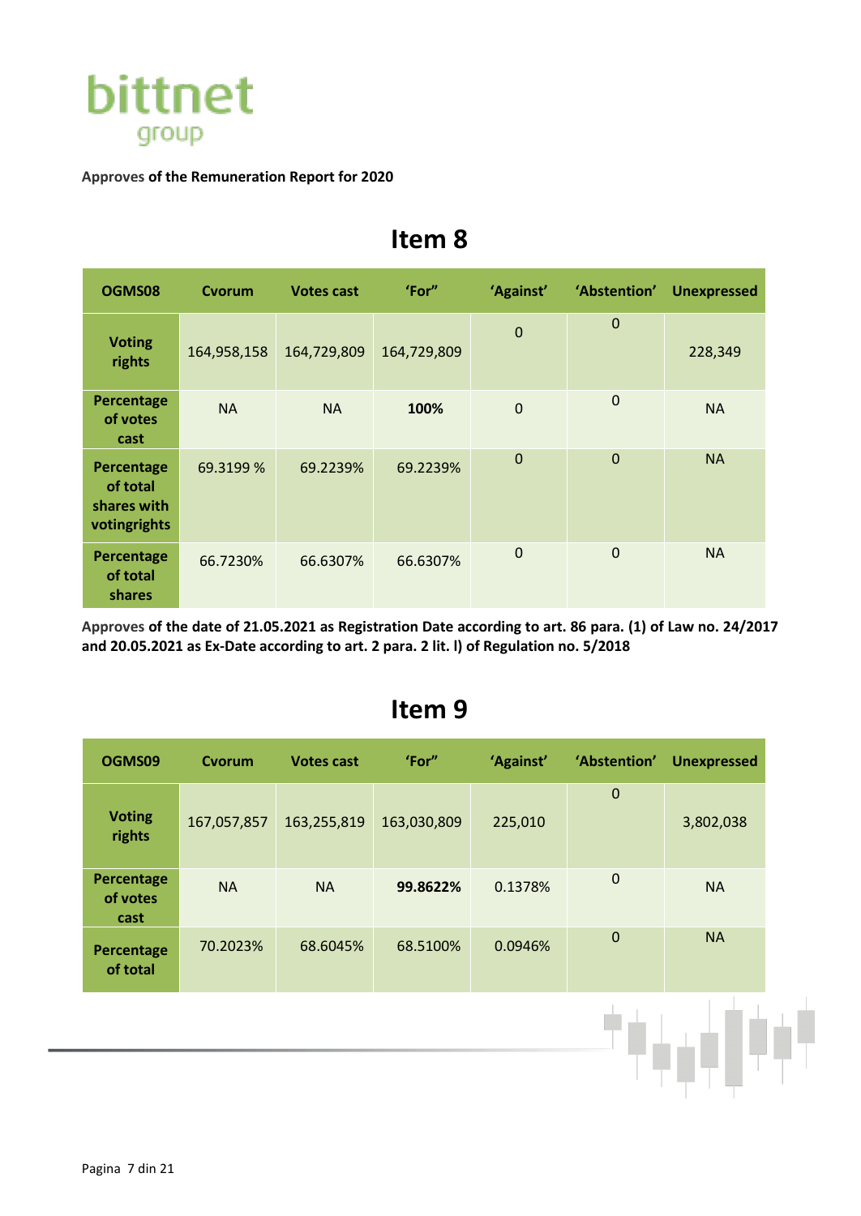**Approves of the Remuneration Report for 2020**

## Item 8

| OGMS08 | Cvorum | Votes cast | 'For" | 'Against' | 'Abstention' | Unexpressed |
|---|---|---|---|---|---|---|
| **Voting rights** | 164,958,158 | 164,729,809 | 164,729,809 | 0 | 0 | 228,349 |
| **Percentage of votes cast** | NA | NA | **100%** | 0 | 0 | NA |
| **Percentage of total shares with votingrights** | 69.3199 % | 69.2239% | 69.2239% | 0 | 0 | NA |
| **Percentage of total shares** | 66.7230% | 66.6307% | 66.6307% | 0 | 0 | NA |

**Approves of the date of 21.05.2021 as Registration Date according to art. 86 para. (1) of Law no. 24/2017 and 20.05.2021 as Ex-Date according to art. 2 para. 2 lit. l) of Regulation no. 5/2018**

## Item 9

| OGMS09 | Cvorum | Votes cast | 'For" | 'Against' | 'Abstention' | Unexpressed |
|---|---|---|---|---|---|---|
| **Voting rights** | 167,057,857 | 163,255,819 | 163,030,809 | 225,010 | 0 | 3,802,038 |
| **Percentage of votes cast** | NA | NA | **99.8622%** | 0.1378% | 0 | NA |
| **Percentage of total** | 70.2023% | 68.6045% | 68.5100% | 0.0946% | 0 | NA |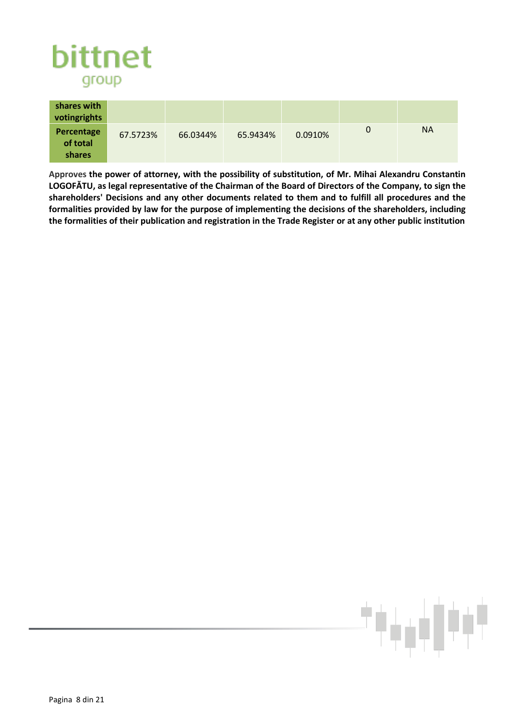| shares with votingrights | | | | | | |
|---|---|---|---|---|---|---|
| Percentage of total shares | 67.5723% | 66.0344% | 65.9434% | 0.0910% | 0 | NA |

Approves **the power of attorney, with the possibility of substitution, of Mr. Mihai Alexandru Constantin LOGOFĂTU, as legal representative of the Chairman of the Board of Directors of the Company, to sign the shareholders' Decisions and any other documents related to them and to fulfill all procedures and the formalities provided by law for the purpose of implementing the decisions of the shareholders, including the formalities of their publication and registration in the Trade Register or at any other public institution**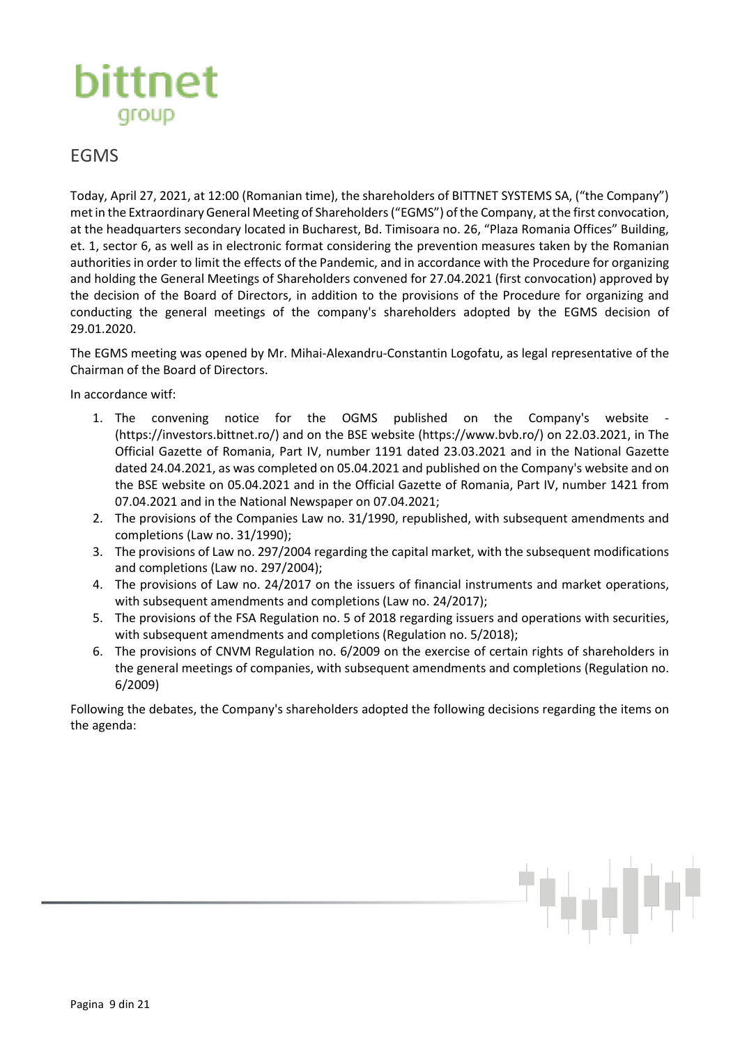# EGMS

Today, April 27, 2021, at 12:00 (Romanian time), the shareholders of BITTNET SYSTEMS SA, ("the Company") met in the Extraordinary General Meeting of Shareholders ("EGMS") of the Company, at the first convocation, at the headquarters secondary located in Bucharest, Bd. Timisoara no. 26, "Plaza Romania Offices" Building, et. 1, sector 6, as well as in electronic format considering the prevention measures taken by the Romanian authorities in order to limit the effects of the Pandemic, and in accordance with the Procedure for organizing and holding the General Meetings of Shareholders convened for 27.04.2021 (first convocation) approved by the decision of the Board of Directors, in addition to the provisions of the Procedure for organizing and conducting the general meetings of the company's shareholders adopted by the EGMS decision of 29.01.2020.

The EGMS meeting was opened by Mr. Mihai-Alexandru-Constantin Logofatu, as legal representative of the Chairman of the Board of Directors.

In accordance witf:

1. The convening notice for the OGMS published on the Company's website - (https://investors.bittnet.ro/) and on the BSE website (https://www.bvb.ro/) on 22.03.2021, in The Official Gazette of Romania, Part IV, number 1191 dated 23.03.2021 and in the National Gazette dated 24.04.2021, as was completed on 05.04.2021 and published on the Company's website and on the BSE website on 05.04.2021 and in the Official Gazette of Romania, Part IV, number 1421 from 07.04.2021 and in the National Newspaper on 07.04.2021;
2. The provisions of the Companies Law no. 31/1990, republished, with subsequent amendments and completions (Law no. 31/1990);
3. The provisions of Law no. 297/2004 regarding the capital market, with the subsequent modifications and completions (Law no. 297/2004);
4. The provisions of Law no. 24/2017 on the issuers of financial instruments and market operations, with subsequent amendments and completions (Law no. 24/2017);
5. The provisions of the FSA Regulation no. 5 of 2018 regarding issuers and operations with securities, with subsequent amendments and completions (Regulation no. 5/2018);
6. The provisions of CNVM Regulation no. 6/2009 on the exercise of certain rights of shareholders in the general meetings of companies, with subsequent amendments and completions (Regulation no. 6/2009)

Following the debates, the Company's shareholders adopted the following decisions regarding the items on the agenda: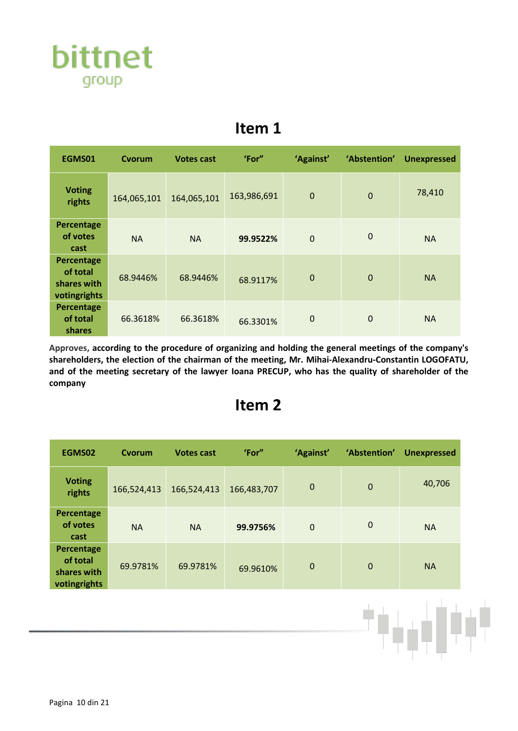## Item 1

| EGMS01 | Cvorum | Votes cast | 'For" | 'Against' | 'Abstention' | Unexpressed |
|---|---|---|---|---|---|---|
| **Voting rights** | 164,065,101 | 164,065,101 | 163,986,691 | 0 | 0 | 78,410 |
| **Percentage of votes cast** | NA | NA | **99.9522%** | 0 | 0 | NA |
| **Percentage of total shares with votingrights** | 68.9446% | 68.9446% | 68.9117% | 0 | 0 | NA |
| **Percentage of total shares** | 66.3618% | 66.3618% | 66.3301% | 0 | 0 | NA |

Approves, **according to the procedure of organizing and holding the general meetings of the company's shareholders, the election of the chairman of the meeting, Mr. Mihai-Alexandru-Constantin LOGOFATU, and of the meeting secretary of the lawyer Ioana PRECUP, who has the quality of shareholder of the company**

## Item 2

| EGMS02 | Cvorum | Votes cast | 'For" | 'Against' | 'Abstention' | Unexpressed |
|---|---|---|---|---|---|---|
| **Voting rights** | 166,524,413 | 166,524,413 | 166,483,707 | 0 | 0 | 40,706 |
| **Percentage of votes cast** | NA | NA | **99.9756%** | 0 | 0 | NA |
| **Percentage of total shares with votingrights** | 69.9781% | 69.9781% | 69.9610% | 0 | 0 | NA |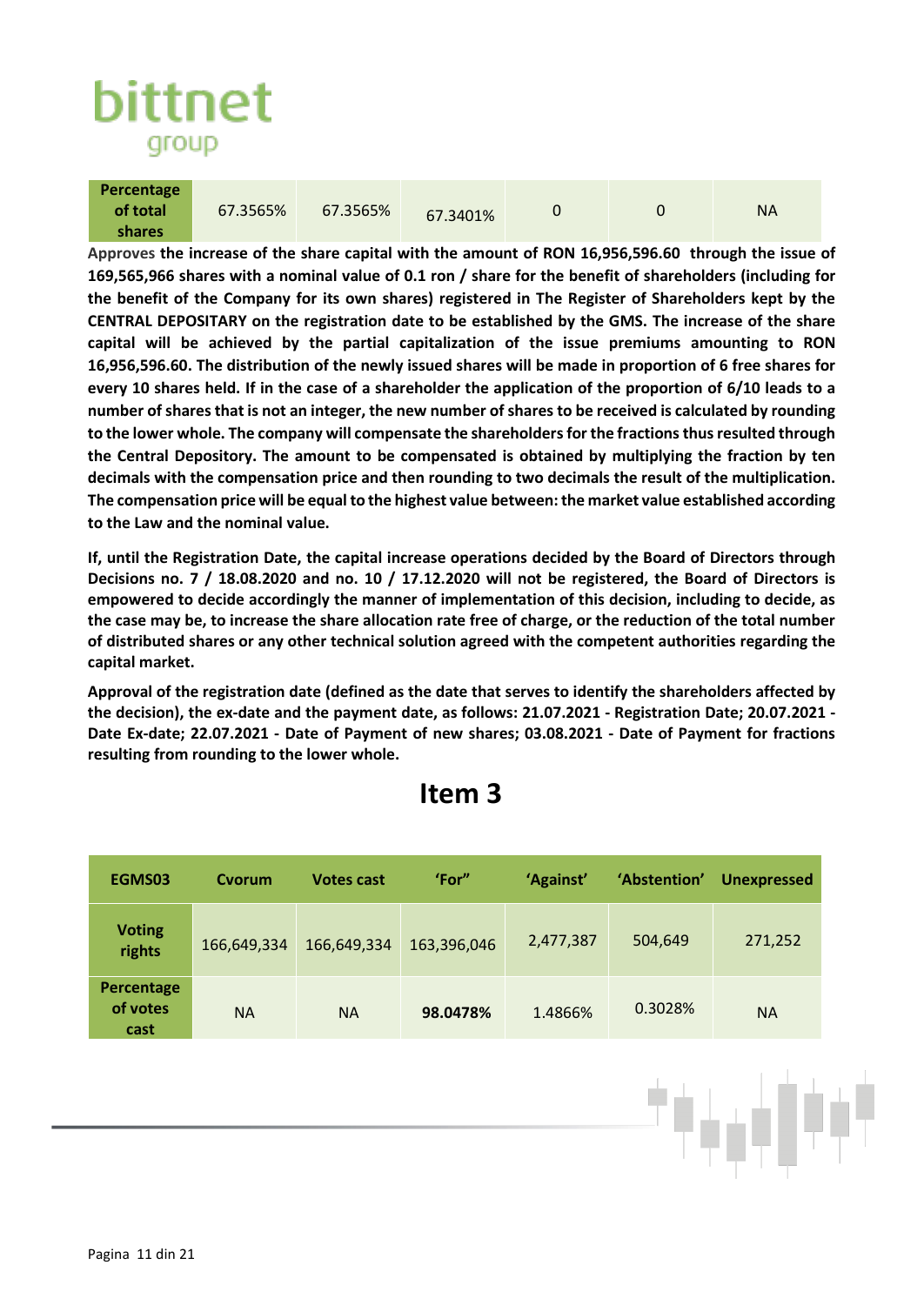| Percentage of total shares | 67.3565% | 67.3565% | 67.3401% | 0 | 0 | NA |
|---|---|---|---|---|---|---|

Approves **the increase of the share capital with the amount of RON 16,956,596.60 through the issue of 169,565,966 shares with a nominal value of 0.1 ron / share for the benefit of shareholders (including for the benefit of the Company for its own shares) registered in The Register of Shareholders kept by the CENTRAL DEPOSITARY on the registration date to be established by the GMS. The increase of the share capital will be achieved by the partial capitalization of the issue premiums amounting to RON 16,956,596.60. The distribution of the newly issued shares will be made in proportion of 6 free shares for every 10 shares held. If in the case of a shareholder the application of the proportion of 6/10 leads to a number of shares that is not an integer, the new number of shares to be received is calculated by rounding to the lower whole. The company will compensate the shareholders for the fractions thus resulted through the Central Depository. The amount to be compensated is obtained by multiplying the fraction by ten decimals with the compensation price and then rounding to two decimals the result of the multiplication. The compensation price will be equal to the highest value between: the market value established according to the Law and the nominal value.**

**If, until the Registration Date, the capital increase operations decided by the Board of Directors through Decisions no. 7 / 18.08.2020 and no. 10 / 17.12.2020 will not be registered, the Board of Directors is empowered to decide accordingly the manner of implementation of this decision, including to decide, as the case may be, to increase the share allocation rate free of charge, or the reduction of the total number of distributed shares or any other technical solution agreed with the competent authorities regarding the capital market.**

**Approval of the registration date (defined as the date that serves to identify the shareholders affected by the decision), the ex-date and the payment date, as follows: 21.07.2021 - Registration Date; 20.07.2021 - Date Ex-date; 22.07.2021 - Date of Payment of new shares; 03.08.2021 - Date of Payment for fractions resulting from rounding to the lower whole.**

# Item 3

| EGMS03 | Cvorum | Votes cast | 'For" | 'Against' | 'Abstention' | Unexpressed |
|---|---|---|---|---|---|---|
| Voting rights | 166,649,334 | 166,649,334 | 163,396,046 | 2,477,387 | 504,649 | 271,252 |
| Percentage of votes cast | NA | NA | **98.0478%** | 1.4866% | 0.3028% | NA |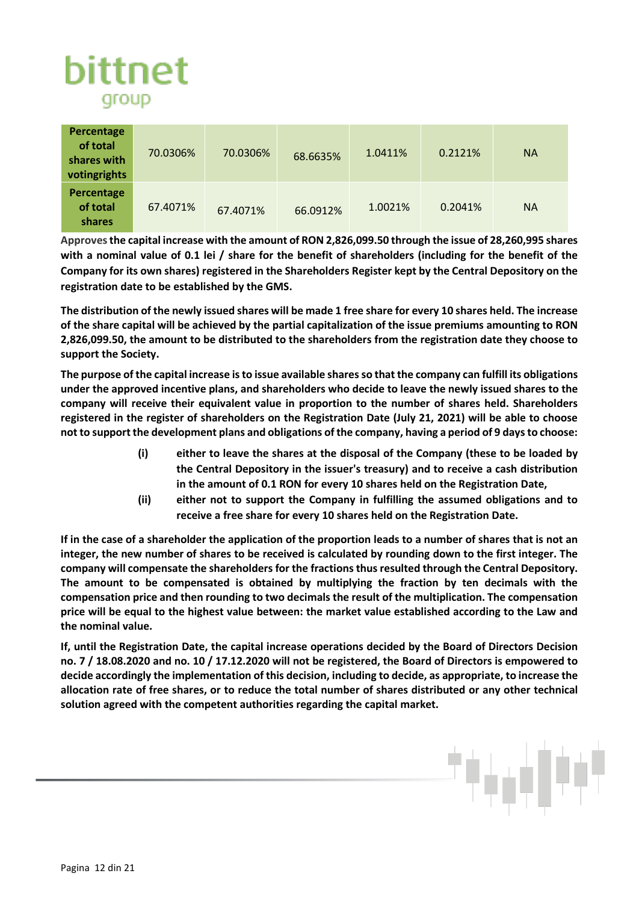| **Percentage of total shares with votingrights** | 70.0306% | 70.0306% | 68.6635% | 1.0411% | 0.2121% | NA |
|---|---|---|---|---|---|---|
| **Percentage of total shares** | 67.4071% | 67.4071% | 66.0912% | 1.0021% | 0.2041% | NA |

Approves **the capital increase with the amount of RON 2,826,099.50 through the issue of 28,260,995 shares with a nominal value of 0.1 lei / share for the benefit of shareholders (including for the benefit of the Company for its own shares) registered in the Shareholders Register kept by the Central Depository on the registration date to be established by the GMS.**

**The distribution of the newly issued shares will be made 1 free share for every 10 shares held. The increase of the share capital will be achieved by the partial capitalization of the issue premiums amounting to RON 2,826,099.50, the amount to be distributed to the shareholders from the registration date they choose to support the Society.**

**The purpose of the capital increase is to issue available shares so that the company can fulfill its obligations under the approved incentive plans, and shareholders who decide to leave the newly issued shares to the company will receive their equivalent value in proportion to the number of shares held. Shareholders registered in the register of shareholders on the Registration Date (July 21, 2021) will be able to choose not to support the development plans and obligations of the company, having a period of 9 days to choose:**

- **(i)** **either to leave the shares at the disposal of the Company (these to be loaded by the Central Depository in the issuer's treasury) and to receive a cash distribution in the amount of 0.1 RON for every 10 shares held on the Registration Date,**
- **(ii)** **either not to support the Company in fulfilling the assumed obligations and to receive a free share for every 10 shares held on the Registration Date.**

**If in the case of a shareholder the application of the proportion leads to a number of shares that is not an integer, the new number of shares to be received is calculated by rounding down to the first integer. The company will compensate the shareholders for the fractions thus resulted through the Central Depository. The amount to be compensated is obtained by multiplying the fraction by ten decimals with the compensation price and then rounding to two decimals the result of the multiplication. The compensation price will be equal to the highest value between: the market value established according to the Law and the nominal value.**

**If, until the Registration Date, the capital increase operations decided by the Board of Directors Decision no. 7 / 18.08.2020 and no. 10 / 17.12.2020 will not be registered, the Board of Directors is empowered to decide accordingly the implementation of this decision, including to decide, as appropriate, to increase the allocation rate of free shares, or to reduce the total number of shares distributed or any other technical solution agreed with the competent authorities regarding the capital market.**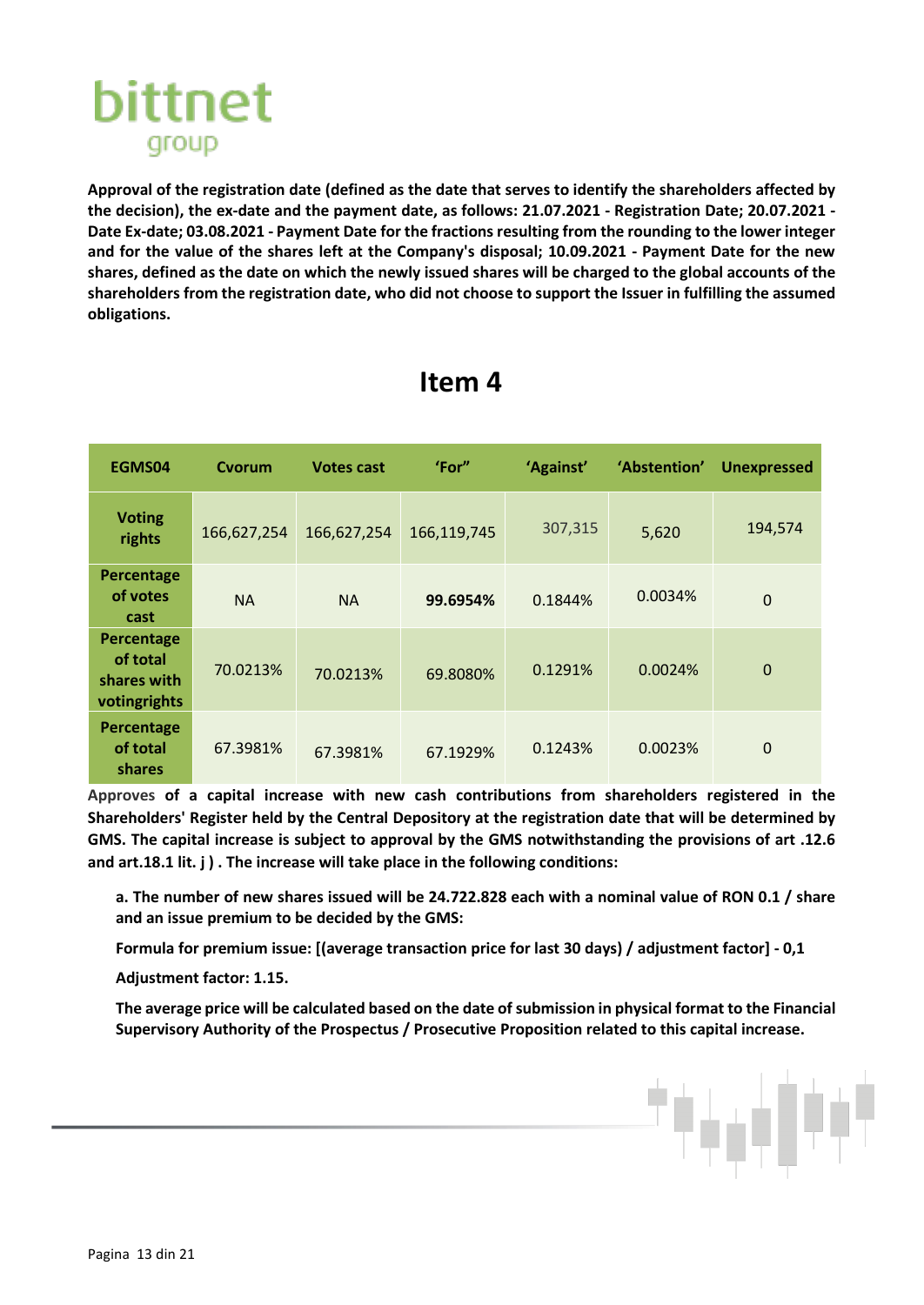**Approval of the registration date (defined as the date that serves to identify the shareholders affected by the decision), the ex-date and the payment date, as follows: 21.07.2021 - Registration Date; 20.07.2021 - Date Ex-date; 03.08.2021 - Payment Date for the fractions resulting from the rounding to the lower integer and for the value of the shares left at the Company's disposal; 10.09.2021 - Payment Date for the new shares, defined as the date on which the newly issued shares will be charged to the global accounts of the shareholders from the registration date, who did not choose to support the Issuer in fulfilling the assumed obligations.**

# Item 4

| EGMS04 | Cvorum | Votes cast | 'For" | 'Against' | 'Abstention' | Unexpressed |
|---|---|---|---|---|---|---|
| **Voting rights** | 166,627,254 | 166,627,254 | 166,119,745 | 307,315 | 5,620 | 194,574 |
| **Percentage of votes cast** | NA | NA | **99.6954%** | 0.1844% | 0.0034% | 0 |
| **Percentage of total shares with votingrights** | 70.0213% | 70.0213% | 69.8080% | 0.1291% | 0.0024% | 0 |
| **Percentage of total shares** | 67.3981% | 67.3981% | 67.1929% | 0.1243% | 0.0023% | 0 |

**Approves of a capital increase with new cash contributions from shareholders registered in the Shareholders' Register held by the Central Depository at the registration date that will be determined by GMS. The capital increase is subject to approval by the GMS notwithstanding the provisions of art .12.6 and art.18.1 lit. j ) . The increase will take place in the following conditions:**

**a. The number of new shares issued will be 24.722.828 each with a nominal value of RON 0.1 / share and an issue premium to be decided by the GMS:**

**Formula for premium issue: [(average transaction price for last 30 days) / adjustment factor] - 0,1**

**Adjustment factor: 1.15.**

**The average price will be calculated based on the date of submission in physical format to the Financial Supervisory Authority of the Prospectus / Prosecutive Proposition related to this capital increase.**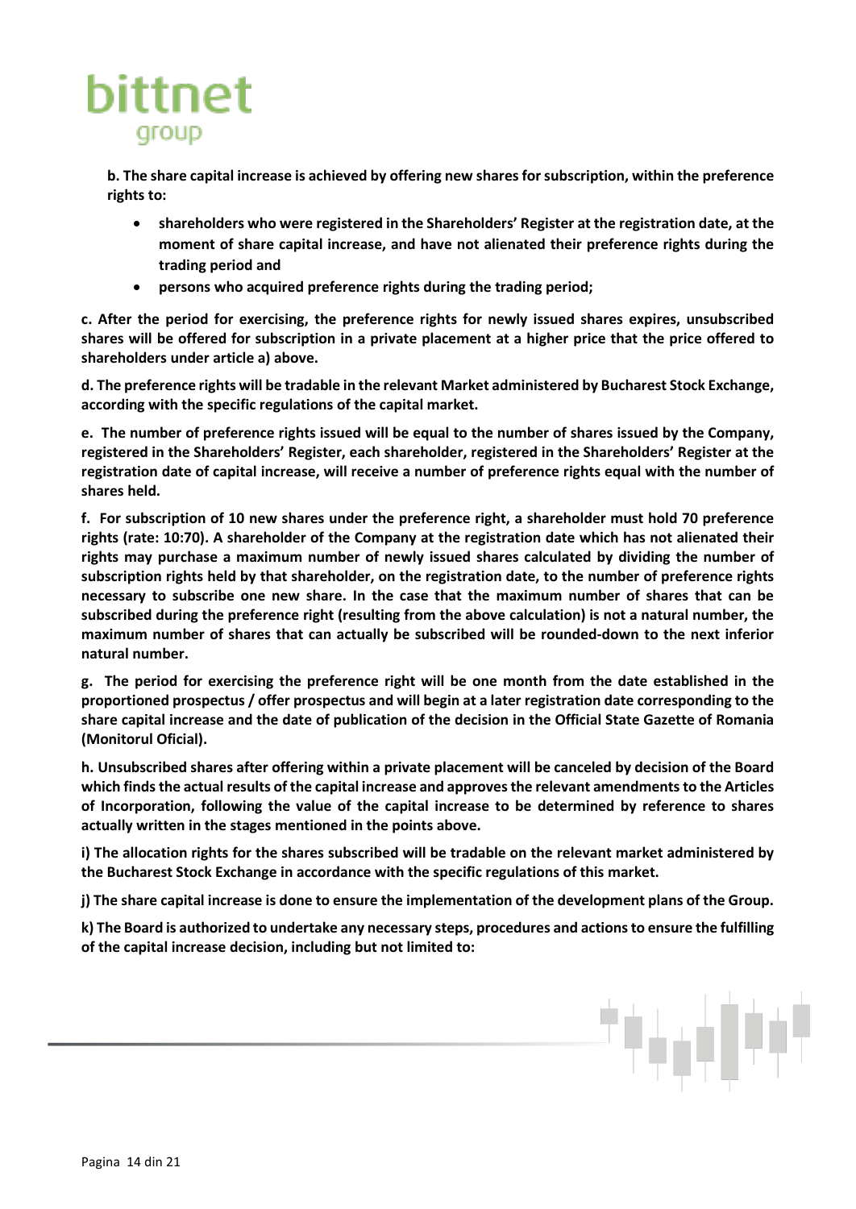**b. The share capital increase is achieved by offering new shares for subscription, within the preference rights to:**

- **shareholders who were registered in the Shareholders' Register at the registration date, at the moment of share capital increase, and have not alienated their preference rights during the trading period and**
- **persons who acquired preference rights during the trading period;**

**c. After the period for exercising, the preference rights for newly issued shares expires, unsubscribed shares will be offered for subscription in a private placement at a higher price that the price offered to shareholders under article a) above.**

**d. The preference rights will be tradable in the relevant Market administered by Bucharest Stock Exchange, according with the specific regulations of the capital market.**

**e. The number of preference rights issued will be equal to the number of shares issued by the Company, registered in the Shareholders' Register, each shareholder, registered in the Shareholders' Register at the registration date of capital increase, will receive a number of preference rights equal with the number of shares held.**

**f. For subscription of 10 new shares under the preference right, a shareholder must hold 70 preference rights (rate: 10:70). A shareholder of the Company at the registration date which has not alienated their rights may purchase a maximum number of newly issued shares calculated by dividing the number of subscription rights held by that shareholder, on the registration date, to the number of preference rights necessary to subscribe one new share. In the case that the maximum number of shares that can be subscribed during the preference right (resulting from the above calculation) is not a natural number, the maximum number of shares that can actually be subscribed will be rounded-down to the next inferior natural number.**

**g. The period for exercising the preference right will be one month from the date established in the proportioned prospectus / offer prospectus and will begin at a later registration date corresponding to the share capital increase and the date of publication of the decision in the Official State Gazette of Romania (Monitorul Oficial).**

**h. Unsubscribed shares after offering within a private placement will be canceled by decision of the Board which finds the actual results of the capital increase and approves the relevant amendments to the Articles of Incorporation, following the value of the capital increase to be determined by reference to shares actually written in the stages mentioned in the points above.**

**i) The allocation rights for the shares subscribed will be tradable on the relevant market administered by the Bucharest Stock Exchange in accordance with the specific regulations of this market.**

**j) The share capital increase is done to ensure the implementation of the development plans of the Group.**

**k) The Board is authorized to undertake any necessary steps, procedures and actions to ensure the fulfilling of the capital increase decision, including but not limited to:**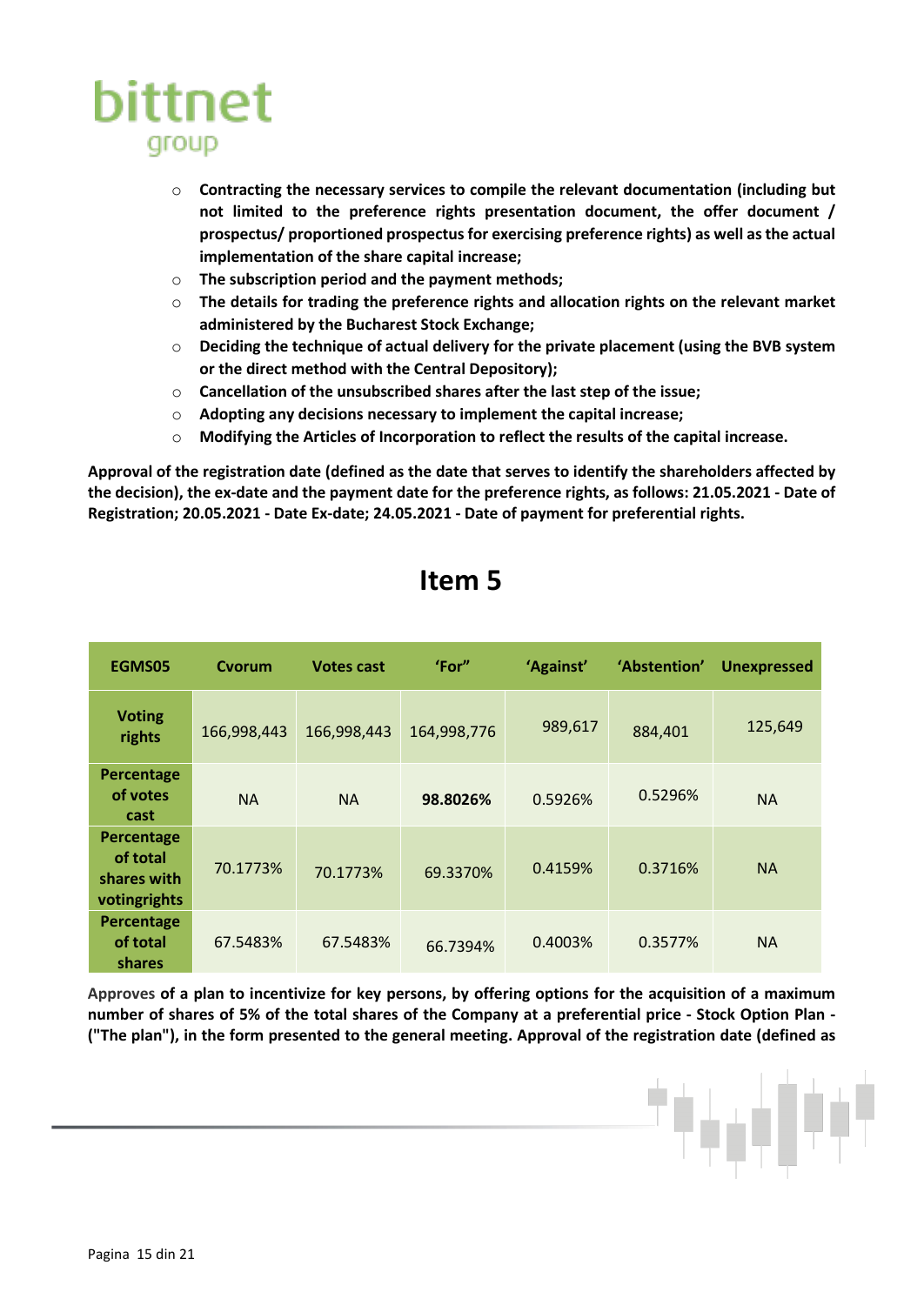- **Contracting the necessary services to compile the relevant documentation (including but not limited to the preference rights presentation document, the offer document / prospectus/ proportioned prospectus for exercising preference rights) as well as the actual implementation of the share capital increase;**
- **The subscription period and the payment methods;**
- **The details for trading the preference rights and allocation rights on the relevant market administered by the Bucharest Stock Exchange;**
- **Deciding the technique of actual delivery for the private placement (using the BVB system or the direct method with the Central Depository);**
- **Cancellation of the unsubscribed shares after the last step of the issue;**
- **Adopting any decisions necessary to implement the capital increase;**
- **Modifying the Articles of Incorporation to reflect the results of the capital increase.**

**Approval of the registration date (defined as the date that serves to identify the shareholders affected by the decision), the ex-date and the payment date for the preference rights, as follows: 21.05.2021 - Date of Registration; 20.05.2021 - Date Ex-date; 24.05.2021 - Date of payment for preferential rights.**

# Item 5

| EGMS05 | Cvorum | Votes cast | 'For" | 'Against' | 'Abstention' | Unexpressed |
|---|---|---|---|---|---|---|
| **Voting rights** | 166,998,443 | 166,998,443 | 164,998,776 | 989,617 | 884,401 | 125,649 |
| **Percentage of votes cast** | NA | NA | **98.8026%** | 0.5926% | 0.5296% | NA |
| **Percentage of total shares with votingrights** | 70.1773% | 70.1773% | 69.3370% | 0.4159% | 0.3716% | NA |
| **Percentage of total shares** | 67.5483% | 67.5483% | 66.7394% | 0.4003% | 0.3577% | NA |

Approves **of a plan to incentivize for key persons, by offering options for the acquisition of a maximum number of shares of 5% of the total shares of the Company at a preferential price - Stock Option Plan - ("The plan"), in the form presented to the general meeting. Approval of the registration date (defined as**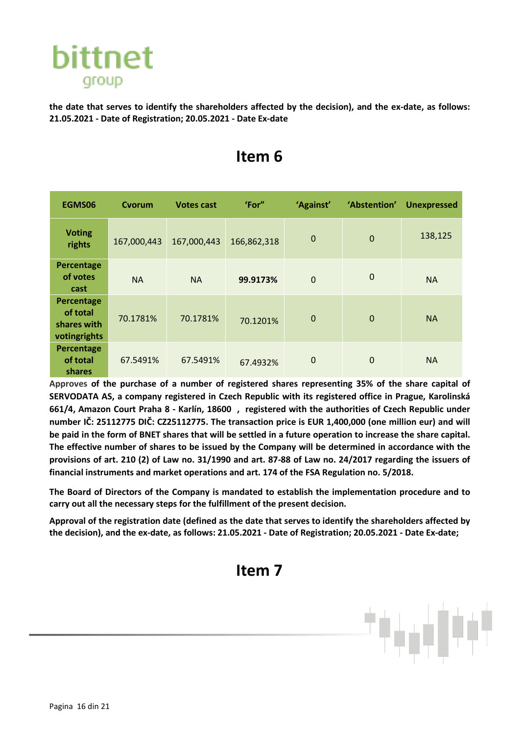**the date that serves to identify the shareholders affected by the decision), and the ex-date, as follows: 21.05.2021 - Date of Registration; 20.05.2021 - Date Ex-date**

# Item 6

| EGMS06 | Cvorum | Votes cast | 'For" | 'Against' | 'Abstention' | Unexpressed |
|---|---|---|---|---|---|---|
| **Voting rights** | 167,000,443 | 167,000,443 | 166,862,318 | 0 | 0 | 138,125 |
| **Percentage of votes cast** | NA | NA | **99.9173%** | 0 | 0 | NA |
| **Percentage of total shares with votingrights** | 70.1781% | 70.1781% | 70.1201% | 0 | 0 | NA |
| **Percentage of total shares** | 67.5491% | 67.5491% | 67.4932% | 0 | 0 | NA |

**Approves of the purchase of a number of registered shares representing 35% of the share capital of SERVODATA AS, a company registered in Czech Republic with its registered office in Prague, Karolinská 661/4, Amazon Court Praha 8 - Karlín, 18600 , registered with the authorities of Czech Republic under number IČ: 25112775 DIČ: CZ25112775. The transaction price is EUR 1,400,000 (one million eur) and will be paid in the form of BNET shares that will be settled in a future operation to increase the share capital. The effective number of shares to be issued by the Company will be determined in accordance with the provisions of art. 210 (2) of Law no. 31/1990 and art. 87-88 of Law no. 24/2017 regarding the issuers of financial instruments and market operations and art. 174 of the FSA Regulation no. 5/2018.**

**The Board of Directors of the Company is mandated to establish the implementation procedure and to carry out all the necessary steps for the fulfillment of the present decision.**

**Approval of the registration date (defined as the date that serves to identify the shareholders affected by the decision), and the ex-date, as follows: 21.05.2021 - Date of Registration; 20.05.2021 - Date Ex-date;**

# Item 7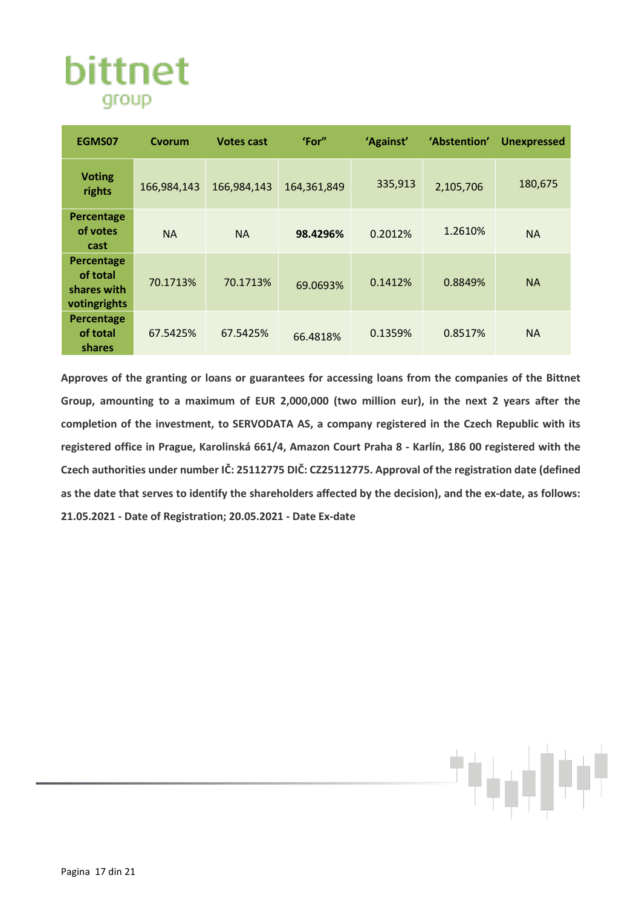| EGMS07 | Cvorum | Votes cast | 'For" | 'Against' | 'Abstention' | Unexpressed |
|---|---|---|---|---|---|---|
| **Voting rights** | 166,984,143 | 166,984,143 | 164,361,849 | 335,913 | 2,105,706 | 180,675 |
| **Percentage of votes cast** | NA | NA | **98.4296%** | 0.2012% | 1.2610% | NA |
| **Percentage of total shares with votingrights** | 70.1713% | 70.1713% | 69.0693% | 0.1412% | 0.8849% | NA |
| **Percentage of total shares** | 67.5425% | 67.5425% | 66.4818% | 0.1359% | 0.8517% | NA |

**Approves of the granting or loans or guarantees for accessing loans from the companies of the Bittnet Group, amounting to a maximum of EUR 2,000,000 (two million eur), in the next 2 years after the completion of the investment, to SERVODATA AS, a company registered in the Czech Republic with its registered office in Prague, Karolinská 661/4, Amazon Court Praha 8 - Karlín, 186 00 registered with the Czech authorities under number IČ: 25112775 DIČ: CZ25112775. Approval of the registration date (defined as the date that serves to identify the shareholders affected by the decision), and the ex-date, as follows: 21.05.2021 - Date of Registration; 20.05.2021 - Date Ex-date**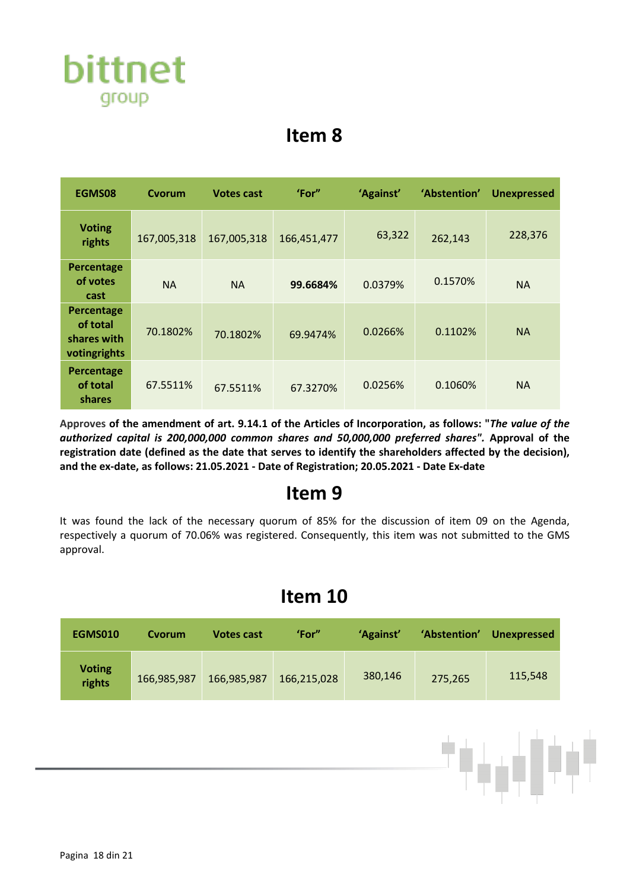## Item 8

| EGMS08 | Cvorum | Votes cast | 'For" | 'Against' | 'Abstention' | Unexpressed |
|---|---|---|---|---|---|---|
| **Voting rights** | 167,005,318 | 167,005,318 | 166,451,477 | 63,322 | 262,143 | 228,376 |
| **Percentage of votes cast** | NA | NA | **99.6684%** | 0.0379% | 0.1570% | NA |
| **Percentage of total shares with votingrights** | 70.1802% | 70.1802% | 69.9474% | 0.0266% | 0.1102% | NA |
| **Percentage of total shares** | 67.5511% | 67.5511% | 67.3270% | 0.0256% | 0.1060% | NA |

**Approves of the amendment of art. 9.14.1 of the Articles of Incorporation, as follows: "*The value of the authorized capital is 200,000,000 common shares and 50,000,000 preferred shares*". Approval of the registration date (defined as the date that serves to identify the shareholders affected by the decision), and the ex-date, as follows: 21.05.2021 - Date of Registration; 20.05.2021 - Date Ex-date**

## Item 9

It was found the lack of the necessary quorum of 85% for the discussion of item 09 on the Agenda, respectively a quorum of 70.06% was registered. Consequently, this item was not submitted to the GMS approval.

## Item 10

| EGMS010 | Cvorum | Votes cast | 'For" | 'Against' | 'Abstention' | Unexpressed |
|---|---|---|---|---|---|---|
| **Voting rights** | 166,985,987 | 166,985,987 | 166,215,028 | 380,146 | 275,265 | 115,548 |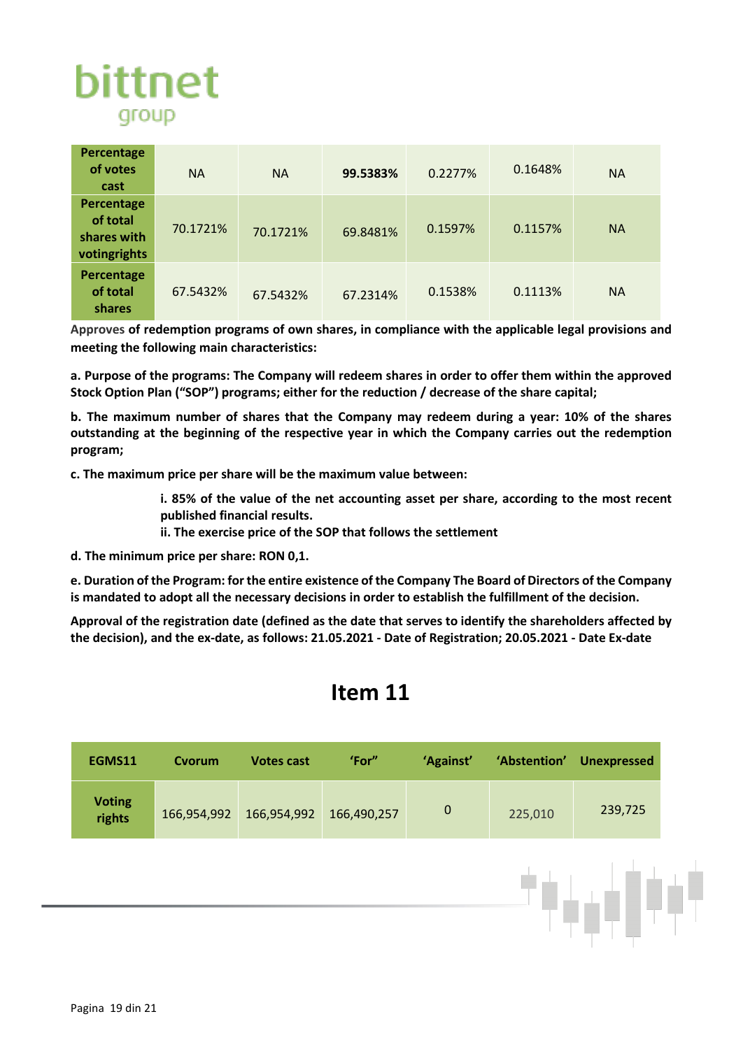| Percentage of votes cast | NA | NA | **99.5383%** | 0.2277% | 0.1648% | NA |
|---|---|---|---|---|---|---|
| **Percentage of total shares with votingrights** | 70.1721% | 70.1721% | 69.8481% | 0.1597% | 0.1157% | NA |
| **Percentage of total shares** | 67.5432% | 67.5432% | 67.2314% | 0.1538% | 0.1113% | NA |

**Approves of redemption programs of own shares, in compliance with the applicable legal provisions and meeting the following main characteristics:**

**a. Purpose of the programs: The Company will redeem shares in order to offer them within the approved Stock Option Plan ("SOP") programs; either for the reduction / decrease of the share capital;**

**b. The maximum number of shares that the Company may redeem during a year: 10% of the shares outstanding at the beginning of the respective year in which the Company carries out the redemption program;**

**c. The maximum price per share will be the maximum value between:**

> **i. 85% of the value of the net accounting asset per share, according to the most recent published financial results.**
> **ii. The exercise price of the SOP that follows the settlement**

**d. The minimum price per share: RON 0,1.**

**e. Duration of the Program: for the entire existence of the Company The Board of Directors of the Company is mandated to adopt all the necessary decisions in order to establish the fulfillment of the decision.**

**Approval of the registration date (defined as the date that serves to identify the shareholders affected by the decision), and the ex-date, as follows: 21.05.2021 - Date of Registration; 20.05.2021 - Date Ex-date**

# Item 11

| EGMS11 | Cvorum | Votes cast | 'For" | 'Against' | 'Abstention' | Unexpressed |
|---|---|---|---|---|---|---|
| **Voting rights** | 166,954,992 | 166,954,992 | 166,490,257 | 0 | 225,010 | 239,725 |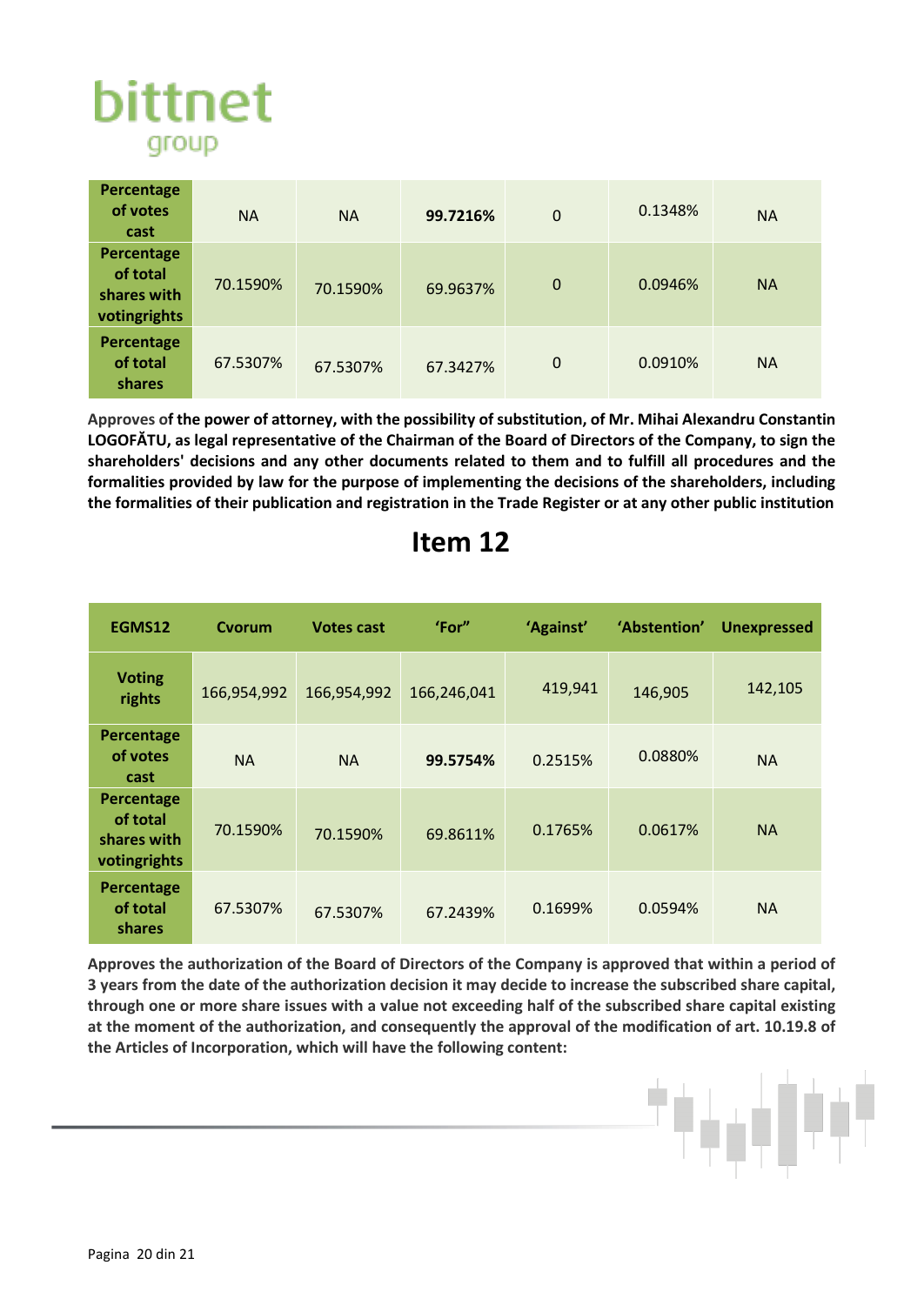| | | | | | | |
|---|---|---|---|---|---|---|
| **Percentage of votes cast** | NA | NA | **99.7216%** | 0 | 0.1348% | NA |
| **Percentage of total shares with votingrights** | 70.1590% | 70.1590% | 69.9637% | 0 | 0.0946% | NA |
| **Percentage of total shares** | 67.5307% | 67.5307% | 67.3427% | 0 | 0.0910% | NA |

Approves of **the power of attorney, with the possibility of substitution, of Mr. Mihai Alexandru Constantin LOGOFĂTU, as legal representative of the Chairman of the Board of Directors of the Company, to sign the shareholders' decisions and any other documents related to them and to fulfill all procedures and the formalities provided by law for the purpose of implementing the decisions of the shareholders, including the formalities of their publication and registration in the Trade Register or at any other public institution**

# Item 12

| EGMS12 | Cvorum | Votes cast | 'For" | 'Against' | 'Abstention' | Unexpressed |
|---|---|---|---|---|---|---|
| **Voting rights** | 166,954,992 | 166,954,992 | 166,246,041 | 419,941 | 146,905 | 142,105 |
| **Percentage of votes cast** | NA | NA | **99.5754%** | 0.2515% | 0.0880% | NA |
| **Percentage of total shares with votingrights** | 70.1590% | 70.1590% | 69.8611% | 0.1765% | 0.0617% | NA |
| **Percentage of total shares** | 67.5307% | 67.5307% | 67.2439% | 0.1699% | 0.0594% | NA |

**Approves the authorization of the Board of Directors of the Company is approved that within a period of 3 years from the date of the authorization decision it may decide to increase the subscribed share capital, through one or more share issues with a value not exceeding half of the subscribed share capital existing at the moment of the authorization, and consequently the approval of the modification of art. 10.19.8 of the Articles of Incorporation, which will have the following content:**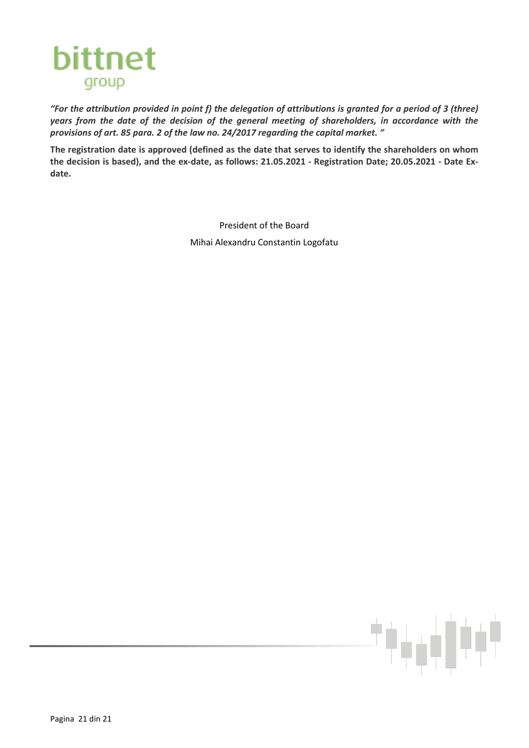*"For the attribution provided in point f) the delegation of attributions is granted for a period of 3 (three) years from the date of the decision of the general meeting of shareholders, in accordance with the provisions of art. 85 para. 2 of the law no. 24/2017 regarding the capital market. "*

**The registration date is approved (defined as the date that serves to identify the shareholders on whom the decision is based), and the ex-date, as follows: 21.05.2021 - Registration Date; 20.05.2021 - Date Ex-date.**

President of the Board

Mihai Alexandru Constantin Logofatu